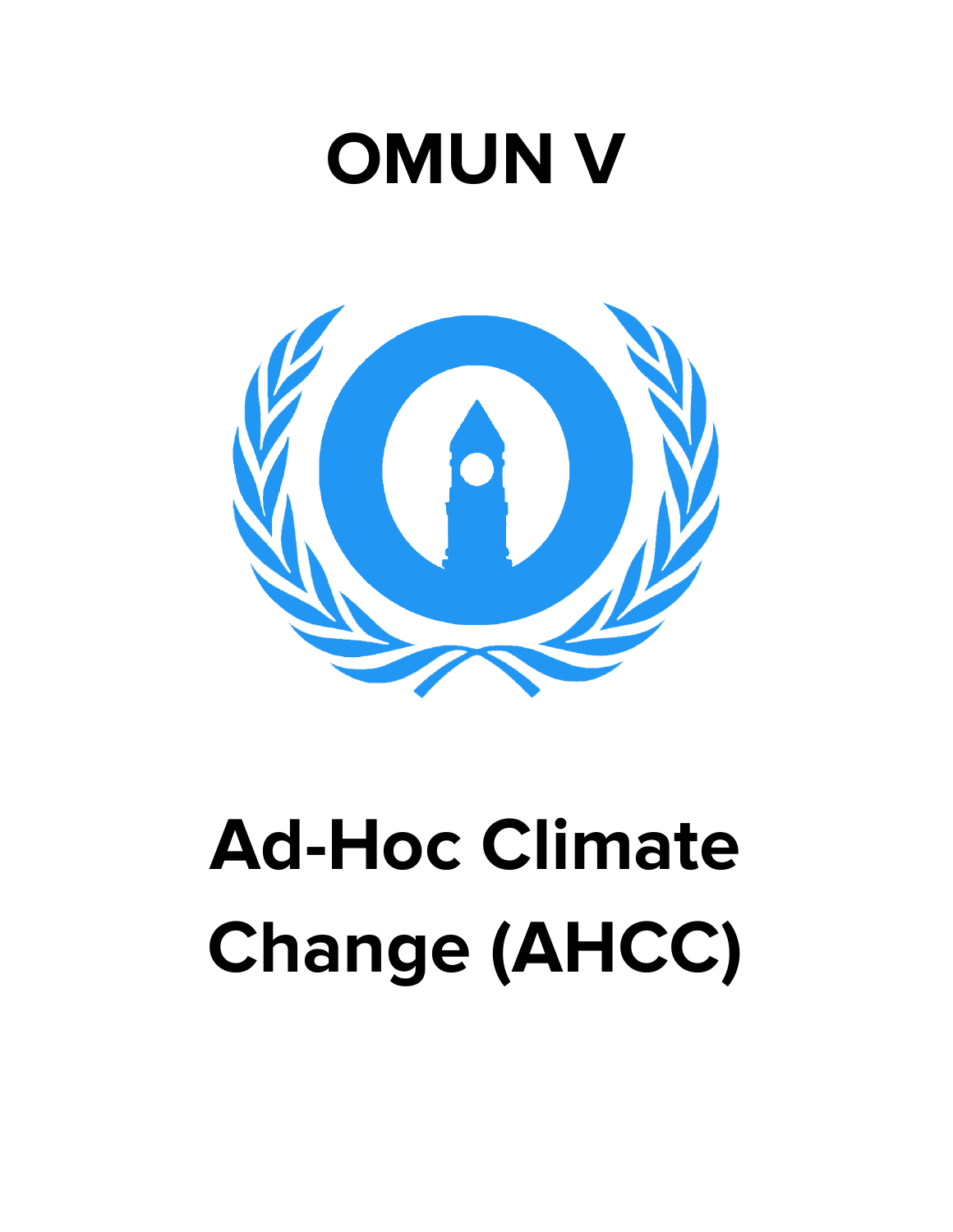# OMUN V

# Ad-Hoc Climate Change (AHCC)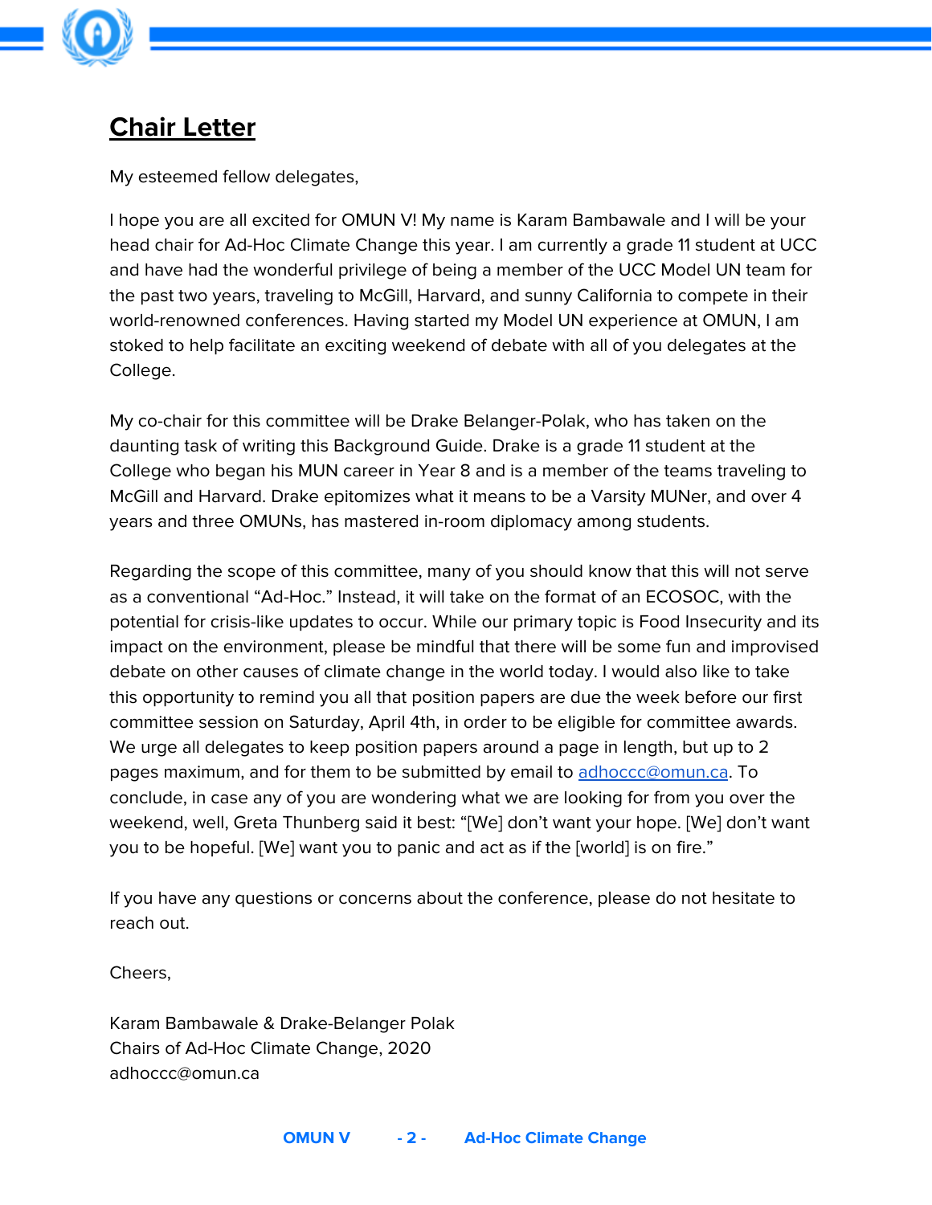# Chair Letter

My esteemed fellow delegates,

I hope you are all excited for OMUN V! My name is Karam Bambawale and I will be your head chair for Ad-Hoc Climate Change this year. I am currently a grade 11 student at UCC and have had the wonderful privilege of being a member of the UCC Model UN team for the past two years, traveling to McGill, Harvard, and sunny California to compete in their world-renowned conferences. Having started my Model UN experience at OMUN, I am stoked to help facilitate an exciting weekend of debate with all of you delegates at the College.

My co-chair for this committee will be Drake Belanger-Polak, who has taken on the daunting task of writing this Background Guide. Drake is a grade 11 student at the College who began his MUN career in Year 8 and is a member of the teams traveling to McGill and Harvard. Drake epitomizes what it means to be a Varsity MUNer, and over 4 years and three OMUNs, has mastered in-room diplomacy among students.

Regarding the scope of this committee, many of you should know that this will not serve as a conventional "Ad-Hoc." Instead, it will take on the format of an ECOSOC, with the potential for crisis-like updates to occur. While our primary topic is Food Insecurity and its impact on the environment, please be mindful that there will be some fun and improvised debate on other causes of climate change in the world today. I would also like to take this opportunity to remind you all that position papers are due the week before our first committee session on Saturday, April 4th, in order to be eligible for committee awards. We urge all delegates to keep position papers around a page in length, but up to 2 pages maximum, and for them to be submitted by email to adhoccc@omun.ca. To conclude, in case any of you are wondering what we are looking for from you over the weekend, well, Greta Thunberg said it best: "[We] don't want your hope. [We] don't want you to be hopeful. [We] want you to panic and act as if the [world] is on fire."

If you have any questions or concerns about the conference, please do not hesitate to reach out.

Cheers,

Karam Bambawale & Drake-Belanger Polak
Chairs of Ad-Hoc Climate Change, 2020
adhoccc@omun.ca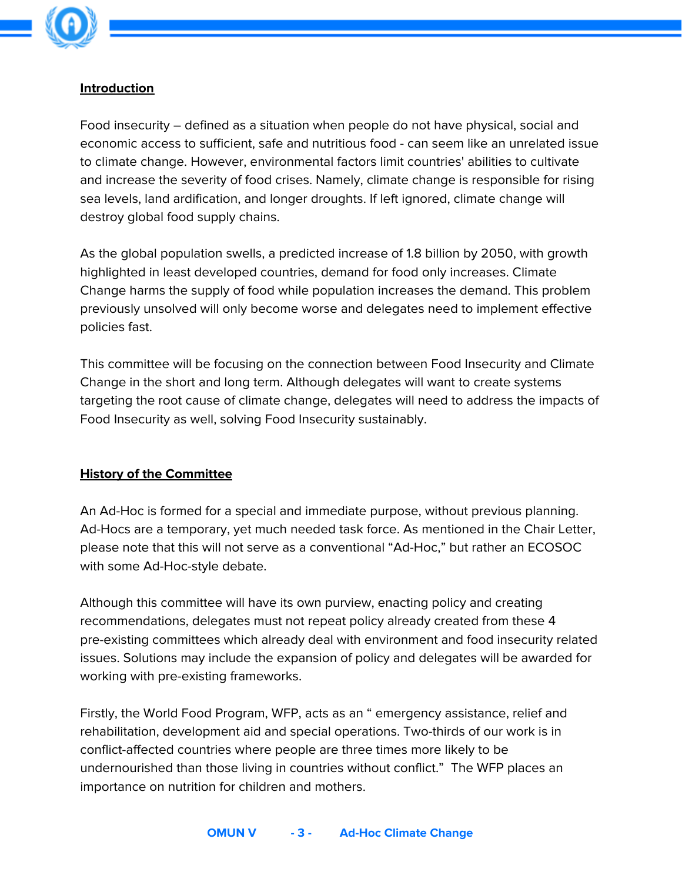## Introduction

Food insecurity – defined as a situation when people do not have physical, social and economic access to sufficient, safe and nutritious food - can seem like an unrelated issue to climate change. However, environmental factors limit countries' abilities to cultivate and increase the severity of food crises. Namely, climate change is responsible for rising sea levels, land ardification, and longer droughts. If left ignored, climate change will destroy global food supply chains.

As the global population swells, a predicted increase of 1.8 billion by 2050, with growth highlighted in least developed countries, demand for food only increases. Climate Change harms the supply of food while population increases the demand. This problem previously unsolved will only become worse and delegates need to implement effective policies fast.

This committee will be focusing on the connection between Food Insecurity and Climate Change in the short and long term. Although delegates will want to create systems targeting the root cause of climate change, delegates will need to address the impacts of Food Insecurity as well, solving Food Insecurity sustainably.

## History of the Committee

An Ad-Hoc is formed for a special and immediate purpose, without previous planning. Ad-Hocs are a temporary, yet much needed task force. As mentioned in the Chair Letter, please note that this will not serve as a conventional "Ad-Hoc," but rather an ECOSOC with some Ad-Hoc-style debate.

Although this committee will have its own purview, enacting policy and creating recommendations, delegates must not repeat policy already created from these 4 pre-existing committees which already deal with environment and food insecurity related issues. Solutions may include the expansion of policy and delegates will be awarded for working with pre-existing frameworks.

Firstly, the World Food Program, WFP, acts as an " emergency assistance, relief and rehabilitation, development aid and special operations. Two-thirds of our work is in conflict-affected countries where people are three times more likely to be undernourished than those living in countries without conflict." The WFP places an importance on nutrition for children and mothers.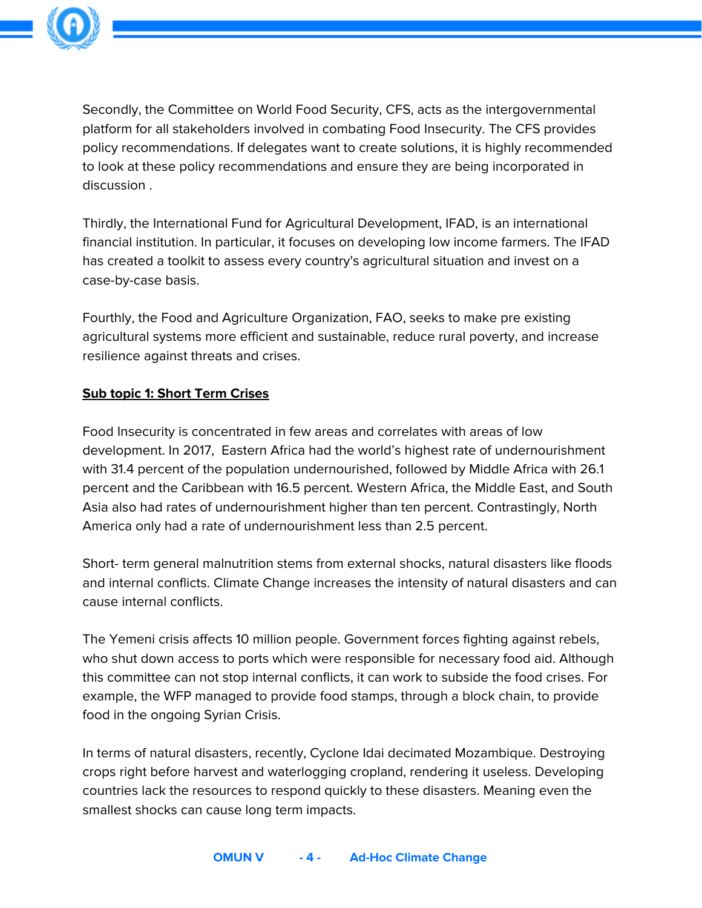Secondly, the Committee on World Food Security, CFS, acts as the intergovernmental platform for all stakeholders involved in combating Food Insecurity. The CFS provides policy recommendations. If delegates want to create solutions, it is highly recommended to look at these policy recommendations and ensure they are being incorporated in discussion .

Thirdly, the International Fund for Agricultural Development, IFAD, is an international financial institution. In particular, it focuses on developing low income farmers. The IFAD has created a toolkit to assess every country's agricultural situation and invest on a case-by-case basis.

Fourthly, the Food and Agriculture Organization, FAO, seeks to make pre existing agricultural systems more efficient and sustainable, reduce rural poverty, and increase resilience against threats and crises.

**Sub topic 1: Short Term Crises**

Food Insecurity is concentrated in few areas and correlates with areas of low development. In 2017, Eastern Africa had the world's highest rate of undernourishment with 31.4 percent of the population undernourished, followed by Middle Africa with 26.1 percent and the Caribbean with 16.5 percent. Western Africa, the Middle East, and South Asia also had rates of undernourishment higher than ten percent. Contrastingly, North America only had a rate of undernourishment less than 2.5 percent.

Short- term general malnutrition stems from external shocks, natural disasters like floods and internal conflicts. Climate Change increases the intensity of natural disasters and can cause internal conflicts.

The Yemeni crisis affects 10 million people. Government forces fighting against rebels, who shut down access to ports which were responsible for necessary food aid. Although this committee can not stop internal conflicts, it can work to subside the food crises. For example, the WFP managed to provide food stamps, through a block chain, to provide food in the ongoing Syrian Crisis.

In terms of natural disasters, recently, Cyclone Idai decimated Mozambique. Destroying crops right before harvest and waterlogging cropland, rendering it useless. Developing countries lack the resources to respond quickly to these disasters. Meaning even the smallest shocks can cause long term impacts.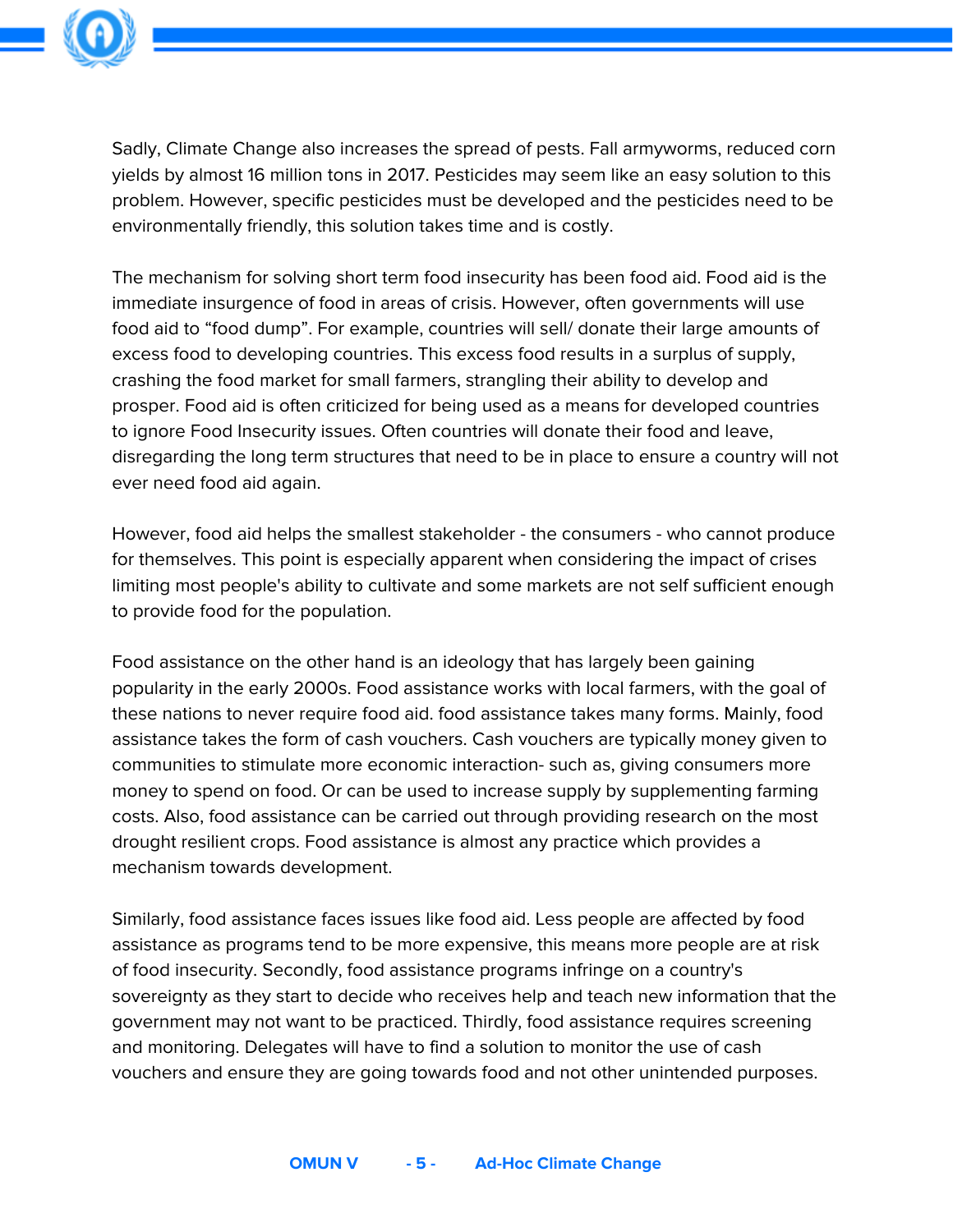Sadly, Climate Change also increases the spread of pests. Fall armyworms, reduced corn yields by almost 16 million tons in 2017. Pesticides may seem like an easy solution to this problem. However, specific pesticides must be developed and the pesticides need to be environmentally friendly, this solution takes time and is costly.

The mechanism for solving short term food insecurity has been food aid. Food aid is the immediate insurgence of food in areas of crisis. However, often governments will use food aid to "food dump". For example, countries will sell/ donate their large amounts of excess food to developing countries. This excess food results in a surplus of supply, crashing the food market for small farmers, strangling their ability to develop and prosper. Food aid is often criticized for being used as a means for developed countries to ignore Food Insecurity issues. Often countries will donate their food and leave, disregarding the long term structures that need to be in place to ensure a country will not ever need food aid again.

However, food aid helps the smallest stakeholder - the consumers - who cannot produce for themselves. This point is especially apparent when considering the impact of crises limiting most people's ability to cultivate and some markets are not self sufficient enough to provide food for the population.

Food assistance on the other hand is an ideology that has largely been gaining popularity in the early 2000s. Food assistance works with local farmers, with the goal of these nations to never require food aid. food assistance takes many forms. Mainly, food assistance takes the form of cash vouchers. Cash vouchers are typically money given to communities to stimulate more economic interaction- such as, giving consumers more money to spend on food. Or can be used to increase supply by supplementing farming costs. Also, food assistance can be carried out through providing research on the most drought resilient crops. Food assistance is almost any practice which provides a mechanism towards development.

Similarly, food assistance faces issues like food aid. Less people are affected by food assistance as programs tend to be more expensive, this means more people are at risk of food insecurity. Secondly, food assistance programs infringe on a country's sovereignty as they start to decide who receives help and teach new information that the government may not want to be practiced. Thirdly, food assistance requires screening and monitoring. Delegates will have to find a solution to monitor the use of cash vouchers and ensure they are going towards food and not other unintended purposes.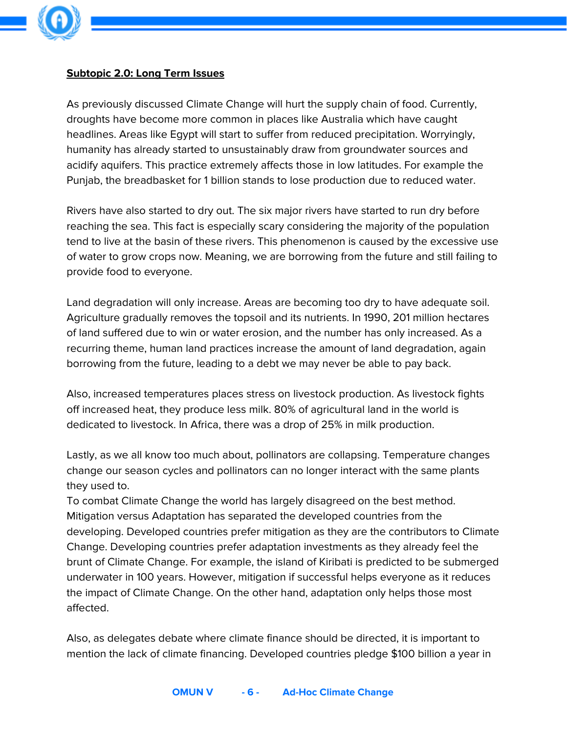**Subtopic 2.0: Long Term Issues**

As previously discussed Climate Change will hurt the supply chain of food. Currently, droughts have become more common in places like Australia which have caught headlines. Areas like Egypt will start to suffer from reduced precipitation. Worryingly, humanity has already started to unsustainably draw from groundwater sources and acidify aquifers. This practice extremely affects those in low latitudes. For example the Punjab, the breadbasket for 1 billion stands to lose production due to reduced water.

Rivers have also started to dry out. The six major rivers have started to run dry before reaching the sea. This fact is especially scary considering the majority of the population tend to live at the basin of these rivers. This phenomenon is caused by the excessive use of water to grow crops now. Meaning, we are borrowing from the future and still failing to provide food to everyone.

Land degradation will only increase. Areas are becoming too dry to have adequate soil. Agriculture gradually removes the topsoil and its nutrients. In 1990, 201 million hectares of land suffered due to win or water erosion, and the number has only increased. As a recurring theme, human land practices increase the amount of land degradation, again borrowing from the future, leading to a debt we may never be able to pay back.

Also, increased temperatures places stress on livestock production. As livestock fights off increased heat, they produce less milk. 80% of agricultural land in the world is dedicated to livestock. In Africa, there was a drop of 25% in milk production.

Lastly, as we all know too much about, pollinators are collapsing. Temperature changes change our season cycles and pollinators can no longer interact with the same plants they used to.

To combat Climate Change the world has largely disagreed on the best method. Mitigation versus Adaptation has separated the developed countries from the developing. Developed countries prefer mitigation as they are the contributors to Climate Change. Developing countries prefer adaptation investments as they already feel the brunt of Climate Change. For example, the island of Kiribati is predicted to be submerged underwater in 100 years. However, mitigation if successful helps everyone as it reduces the impact of Climate Change. On the other hand, adaptation only helps those most affected.

Also, as delegates debate where climate finance should be directed, it is important to mention the lack of climate financing. Developed countries pledge $100 billion a year in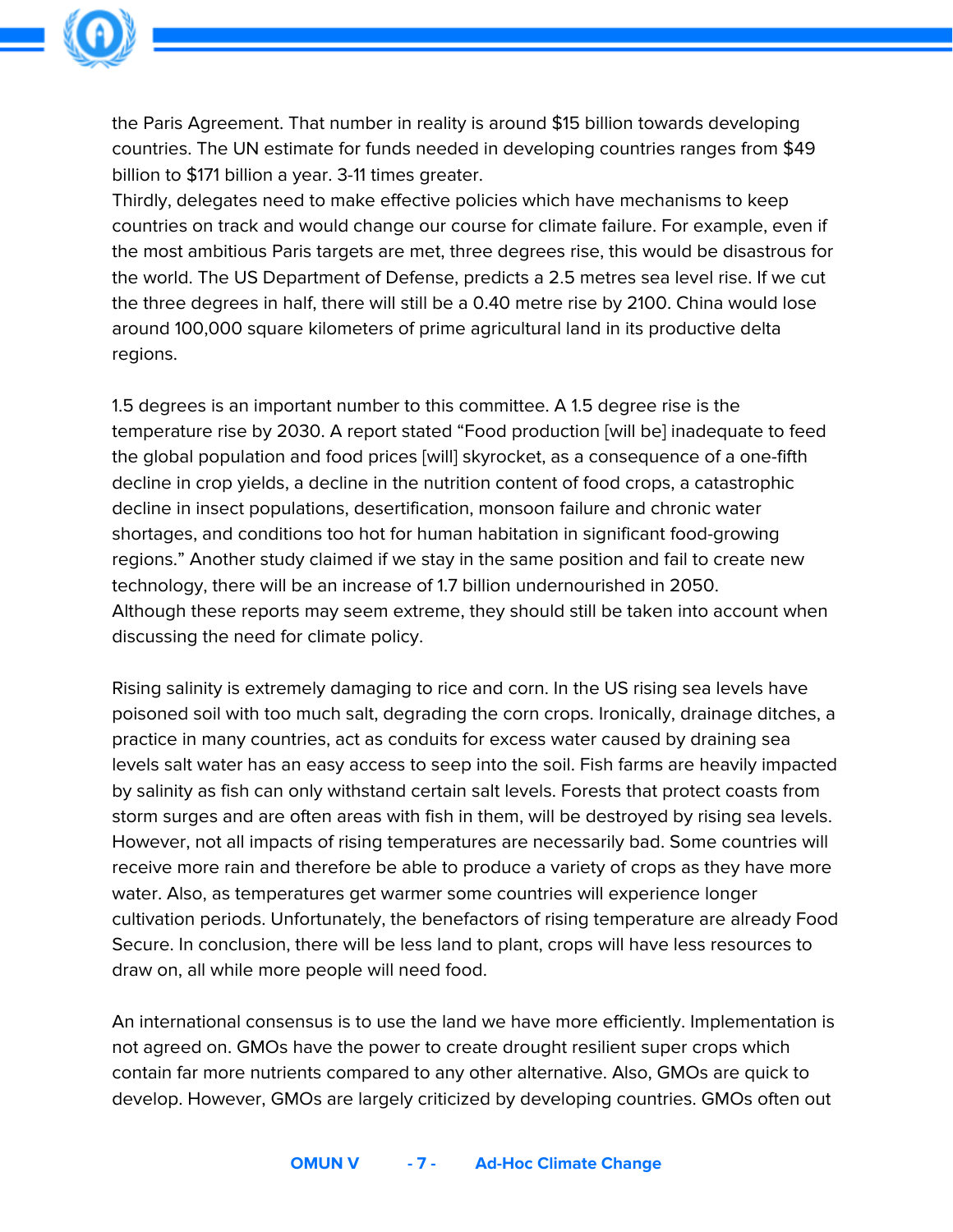the Paris Agreement. That number in reality is around $15 billion towards developing countries. The UN estimate for funds needed in developing countries ranges from $49 billion to $171 billion a year. 3-11 times greater.
Thirdly, delegates need to make effective policies which have mechanisms to keep countries on track and would change our course for climate failure. For example, even if the most ambitious Paris targets are met, three degrees rise, this would be disastrous for the world. The US Department of Defense, predicts a 2.5 metres sea level rise. If we cut the three degrees in half, there will still be a 0.40 metre rise by 2100. China would lose around 100,000 square kilometers of prime agricultural land in its productive delta regions.

1.5 degrees is an important number to this committee. A 1.5 degree rise is the temperature rise by 2030. A report stated "Food production [will be] inadequate to feed the global population and food prices [will] skyrocket, as a consequence of a one-fifth decline in crop yields, a decline in the nutrition content of food crops, a catastrophic decline in insect populations, desertification, monsoon failure and chronic water shortages, and conditions too hot for human habitation in significant food-growing regions." Another study claimed if we stay in the same position and fail to create new technology, there will be an increase of 1.7 billion undernourished in 2050.
Although these reports may seem extreme, they should still be taken into account when discussing the need for climate policy.

Rising salinity is extremely damaging to rice and corn. In the US rising sea levels have poisoned soil with too much salt, degrading the corn crops. Ironically, drainage ditches, a practice in many countries, act as conduits for excess water caused by draining sea levels salt water has an easy access to seep into the soil. Fish farms are heavily impacted by salinity as fish can only withstand certain salt levels. Forests that protect coasts from storm surges and are often areas with fish in them, will be destroyed by rising sea levels. However, not all impacts of rising temperatures are necessarily bad. Some countries will receive more rain and therefore be able to produce a variety of crops as they have more water. Also, as temperatures get warmer some countries will experience longer cultivation periods. Unfortunately, the benefactors of rising temperature are already Food Secure. In conclusion, there will be less land to plant, crops will have less resources to draw on, all while more people will need food.

An international consensus is to use the land we have more efficiently. Implementation is not agreed on. GMOs have the power to create drought resilient super crops which contain far more nutrients compared to any other alternative. Also, GMOs are quick to develop. However, GMOs are largely criticized by developing countries. GMOs often out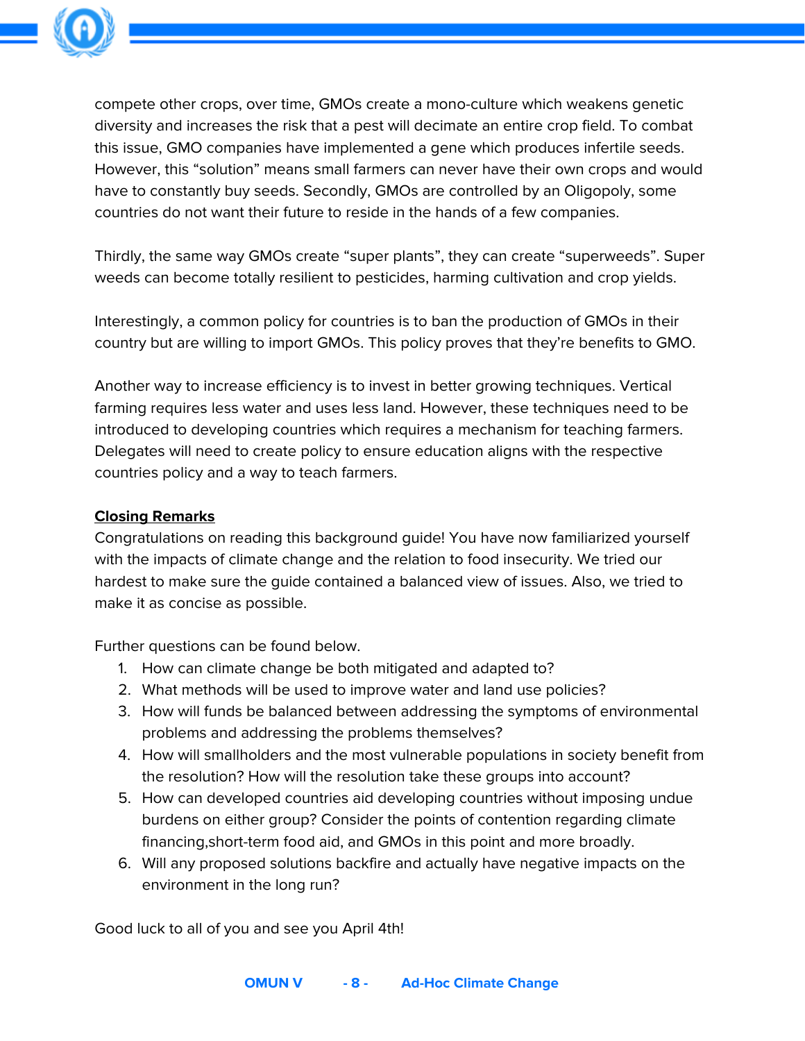compete other crops, over time, GMOs create a mono-culture which weakens genetic diversity and increases the risk that a pest will decimate an entire crop field. To combat this issue, GMO companies have implemented a gene which produces infertile seeds. However, this "solution" means small farmers can never have their own crops and would have to constantly buy seeds. Secondly, GMOs are controlled by an Oligopoly, some countries do not want their future to reside in the hands of a few companies.

Thirdly, the same way GMOs create "super plants", they can create "superweeds". Super weeds can become totally resilient to pesticides, harming cultivation and crop yields.

Interestingly, a common policy for countries is to ban the production of GMOs in their country but are willing to import GMOs. This policy proves that they're benefits to GMO.

Another way to increase efficiency is to invest in better growing techniques. Vertical farming requires less water and uses less land. However, these techniques need to be introduced to developing countries which requires a mechanism for teaching farmers. Delegates will need to create policy to ensure education aligns with the respective countries policy and a way to teach farmers.

**Closing Remarks**

Congratulations on reading this background guide! You have now familiarized yourself with the impacts of climate change and the relation to food insecurity. We tried our hardest to make sure the guide contained a balanced view of issues. Also, we tried to make it as concise as possible.

Further questions can be found below.

1. How can climate change be both mitigated and adapted to?
2. What methods will be used to improve water and land use policies?
3. How will funds be balanced between addressing the symptoms of environmental problems and addressing the problems themselves?
4. How will smallholders and the most vulnerable populations in society benefit from the resolution? How will the resolution take these groups into account?
5. How can developed countries aid developing countries without imposing undue burdens on either group? Consider the points of contention regarding climate financing,short-term food aid, and GMOs in this point and more broadly.
6. Will any proposed solutions backfire and actually have negative impacts on the environment in the long run?

Good luck to all of you and see you April 4th!